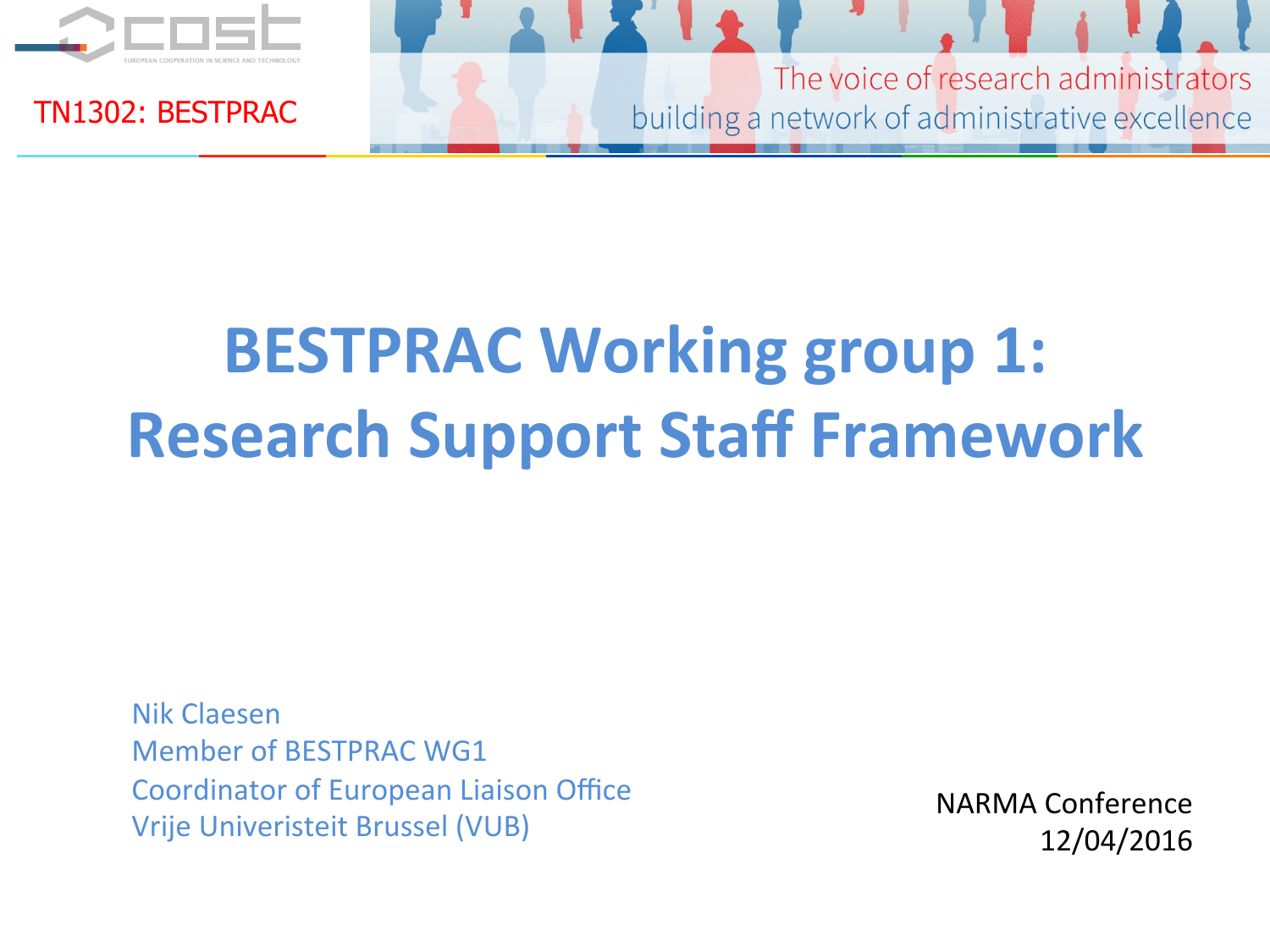TN1302: BESTPRAC

The voice of research administrators
building a network of administrative excellence

# BESTPRAC Working group 1: Research Support Staff Framework

Nik Claesen
Member of BESTPRAC WG1
Coordinator of European Liaison Office
Vrije Univeristeit Brussel (VUB)

NARMA Conference
12/04/2016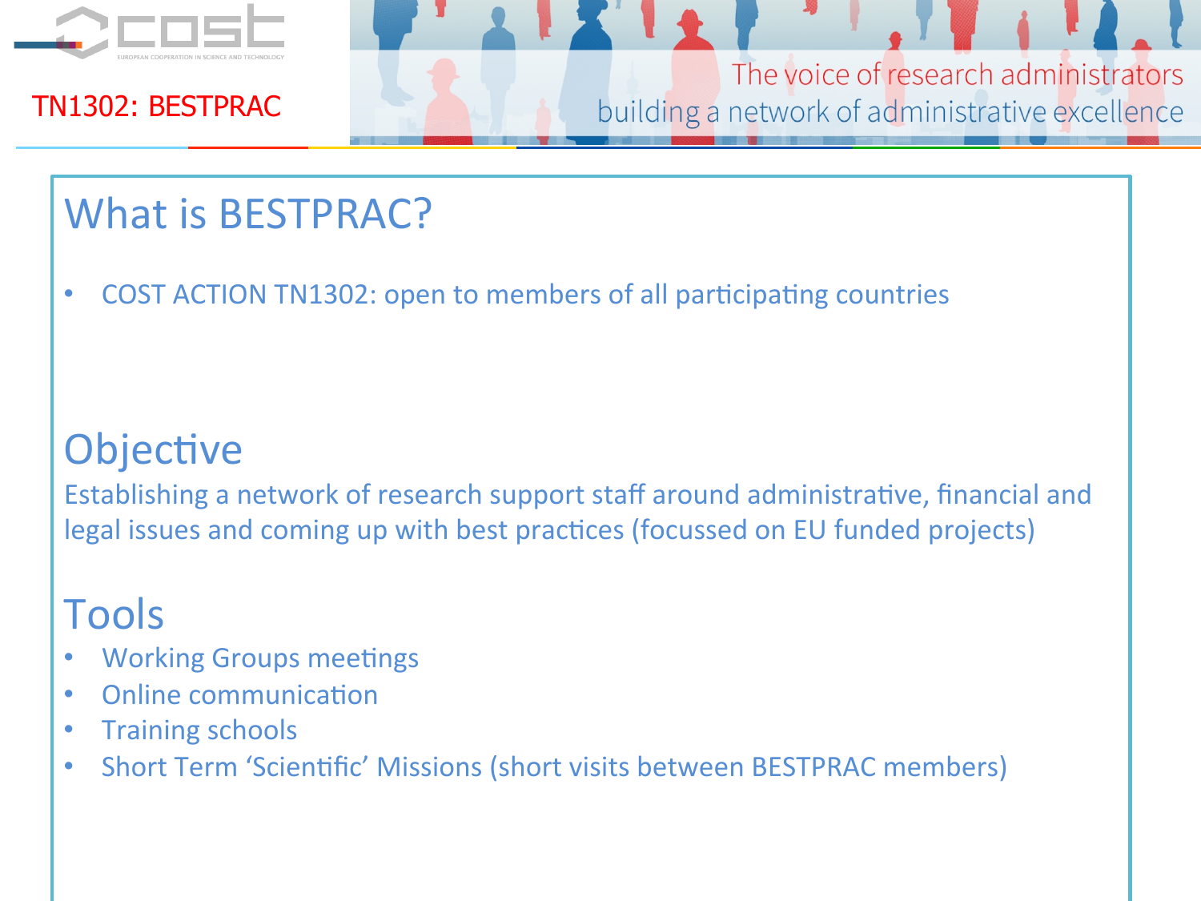# What is BESTPRAC?

- COST ACTION TN1302: open to members of all participating countries

## Objective

Establishing a network of research support staff around administrative, financial and legal issues and coming up with best practices (focussed on EU funded projects)

## Tools

- Working Groups meetings
- Online communication
- Training schools
- Short Term 'Scientific' Missions (short visits between BESTPRAC members)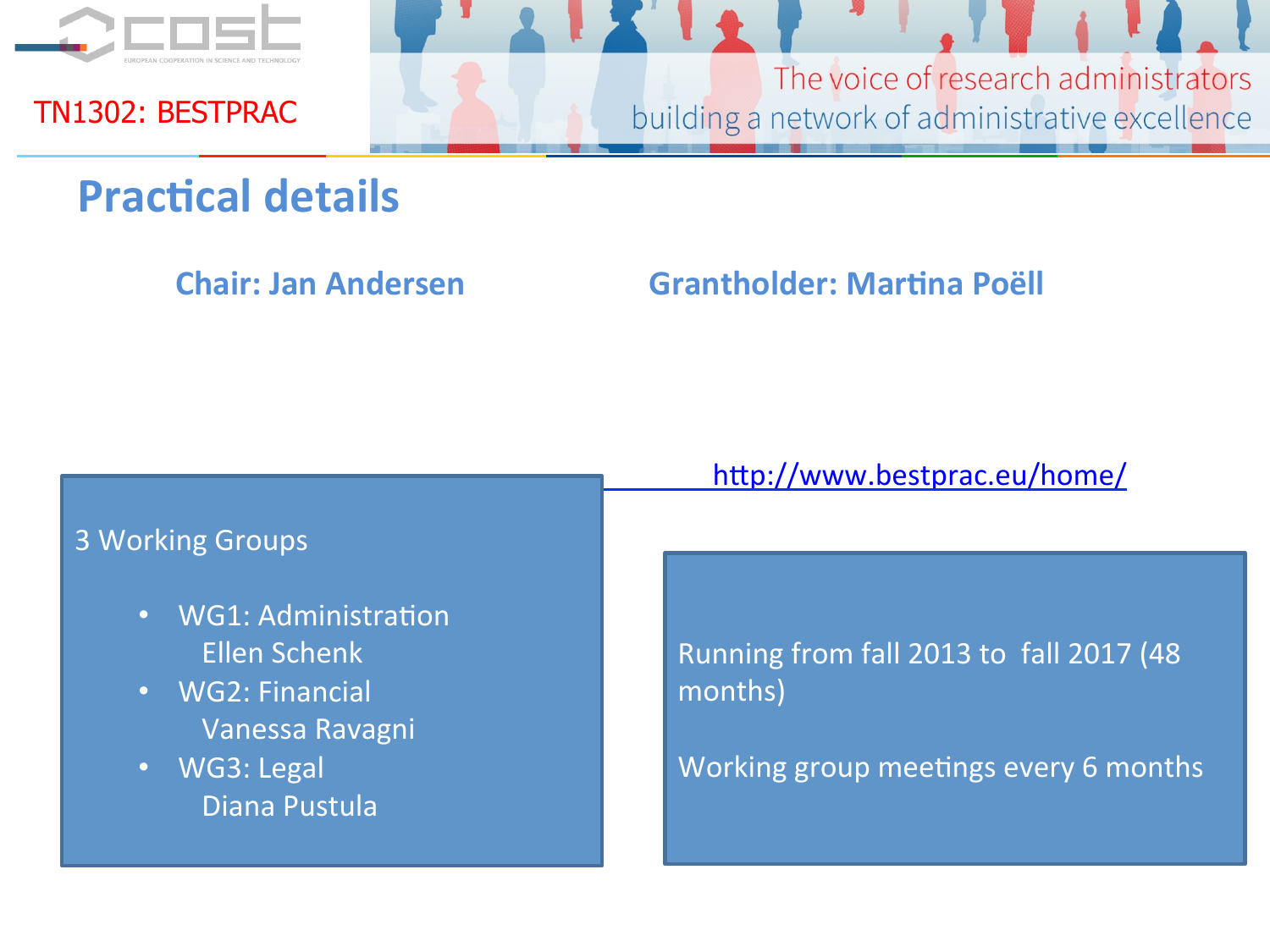## Practical details

**Chair: Jan Andersen**

**Grantholder: Martina Poëll**

http://www.bestprac.eu/home/

3 Working Groups

- WG1: Administration
  Ellen Schenk
- WG2: Financial
  Vanessa Ravagni
- WG3: Legal
  Diana Pustula

Running from fall 2013 to fall 2017 (48 months)

Working group meetings every 6 months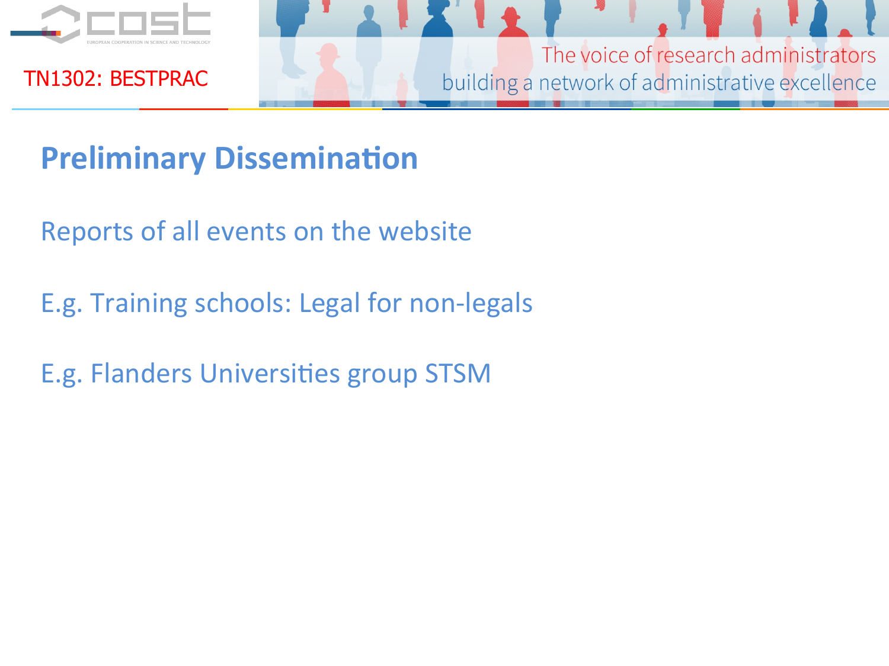## Preliminary Dissemination

Reports of all events on the website

E.g. Training schools: Legal for non-legals

E.g. Flanders Universities group STSM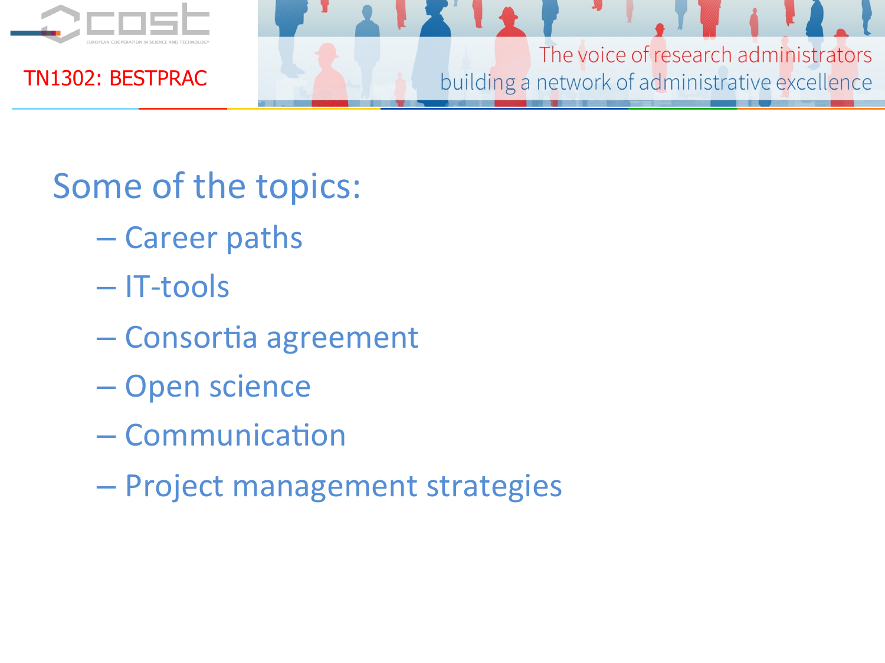## Some of the topics:

- Career paths
- IT-tools
- Consortia agreement
- Open science
- Communication
- Project management strategies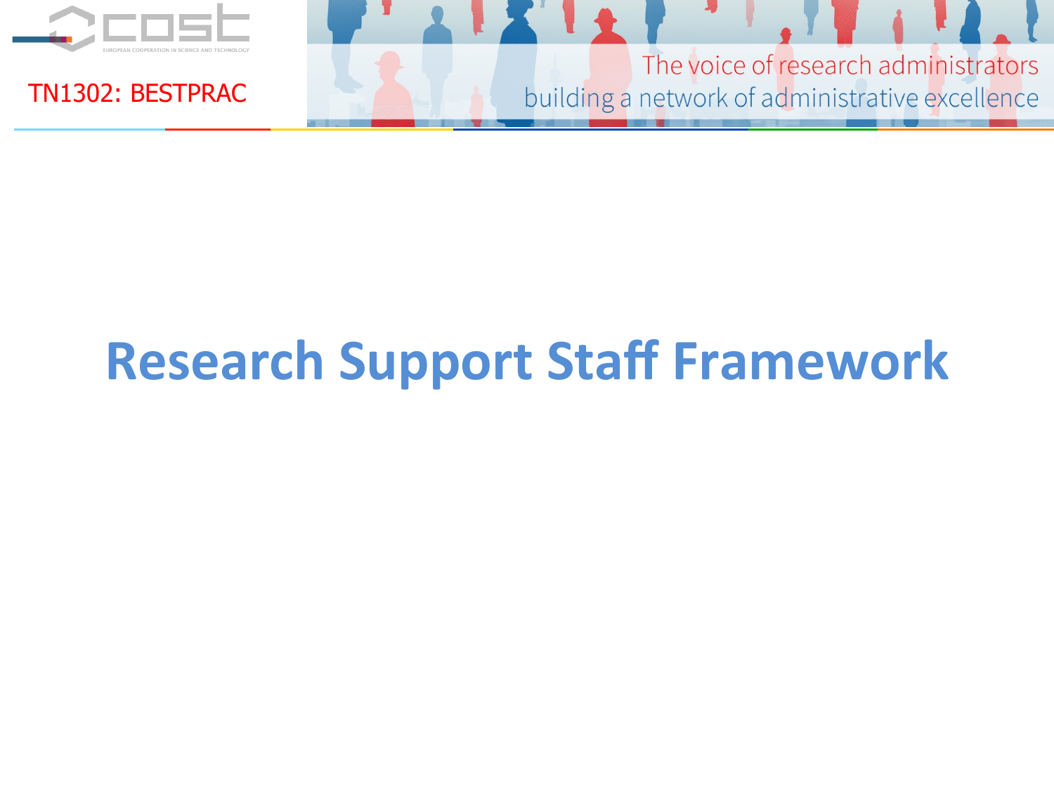# Research Support Staff Framework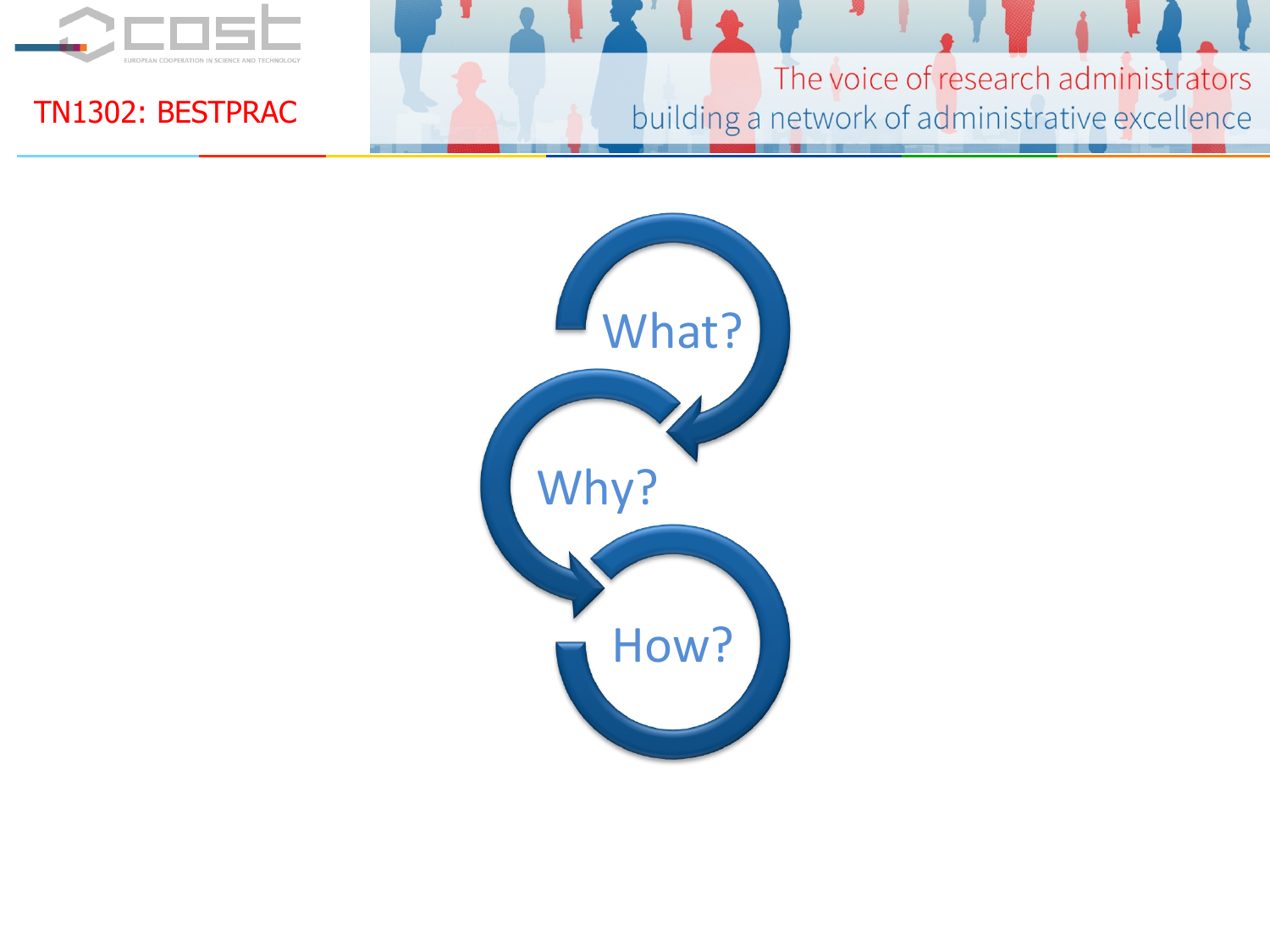What?

Why?

How?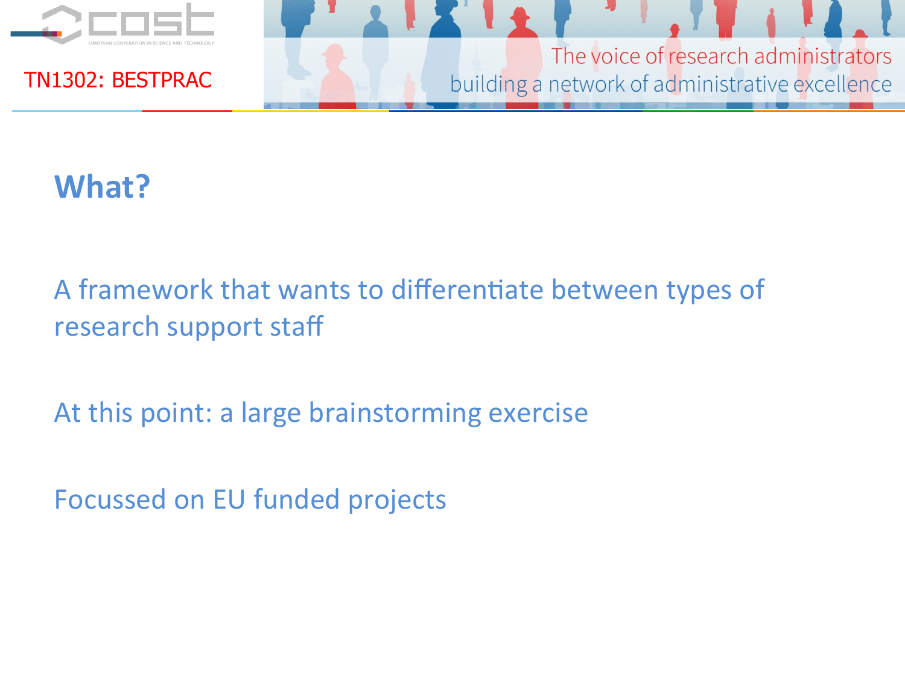## What?

A framework that wants to differentiate between types of research support staff

At this point: a large brainstorming exercise

Focussed on EU funded projects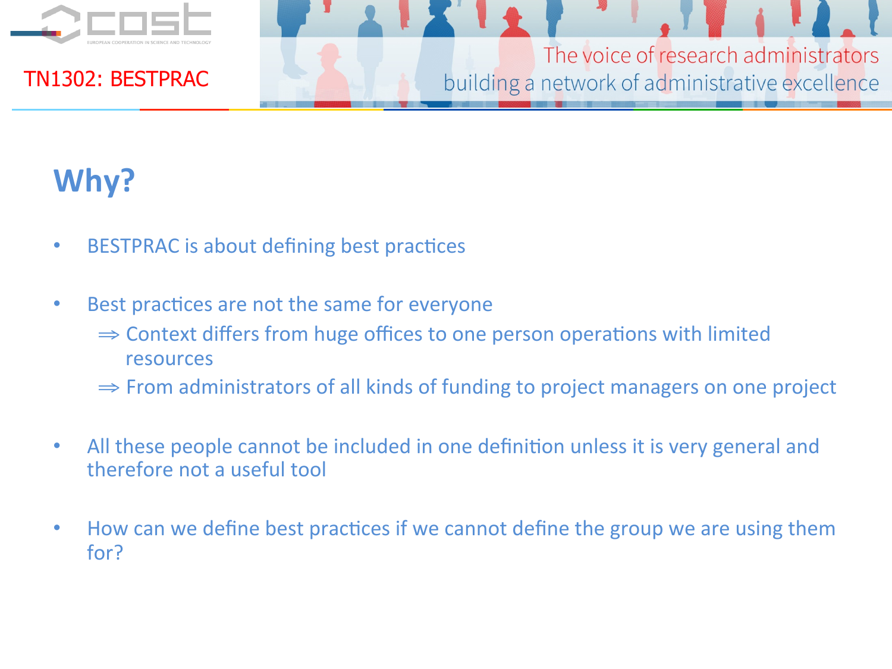# Why?

- BESTPRAC is about defining best practices
- Best practices are not the same for everyone
  - ⇒ Context differs from huge offices to one person operations with limited resources
  - ⇒ From administrators of all kinds of funding to project managers on one project
- All these people cannot be included in one definition unless it is very general and therefore not a useful tool
- How can we define best practices if we cannot define the group we are using them for?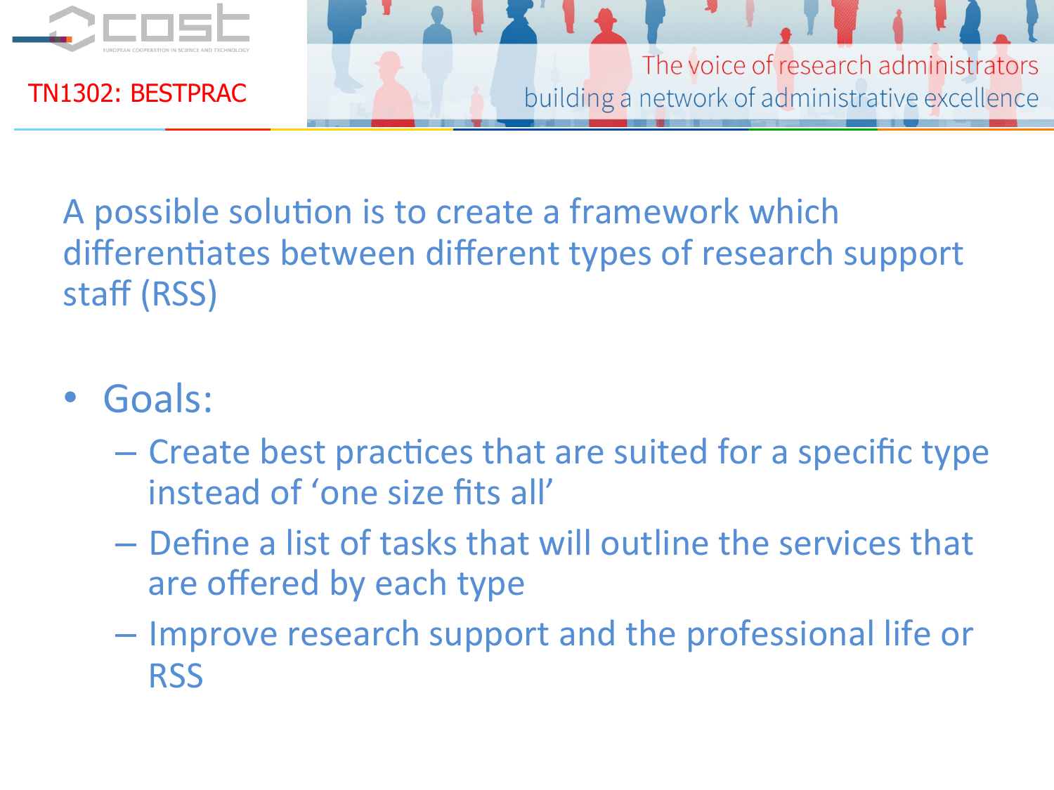A possible solution is to create a framework which differentiates between different types of research support staff (RSS)

- Goals:
  - Create best practices that are suited for a specific type instead of ‘one size fits all’
  - Define a list of tasks that will outline the services that are offered by each type
  - Improve research support and the professional life or RSS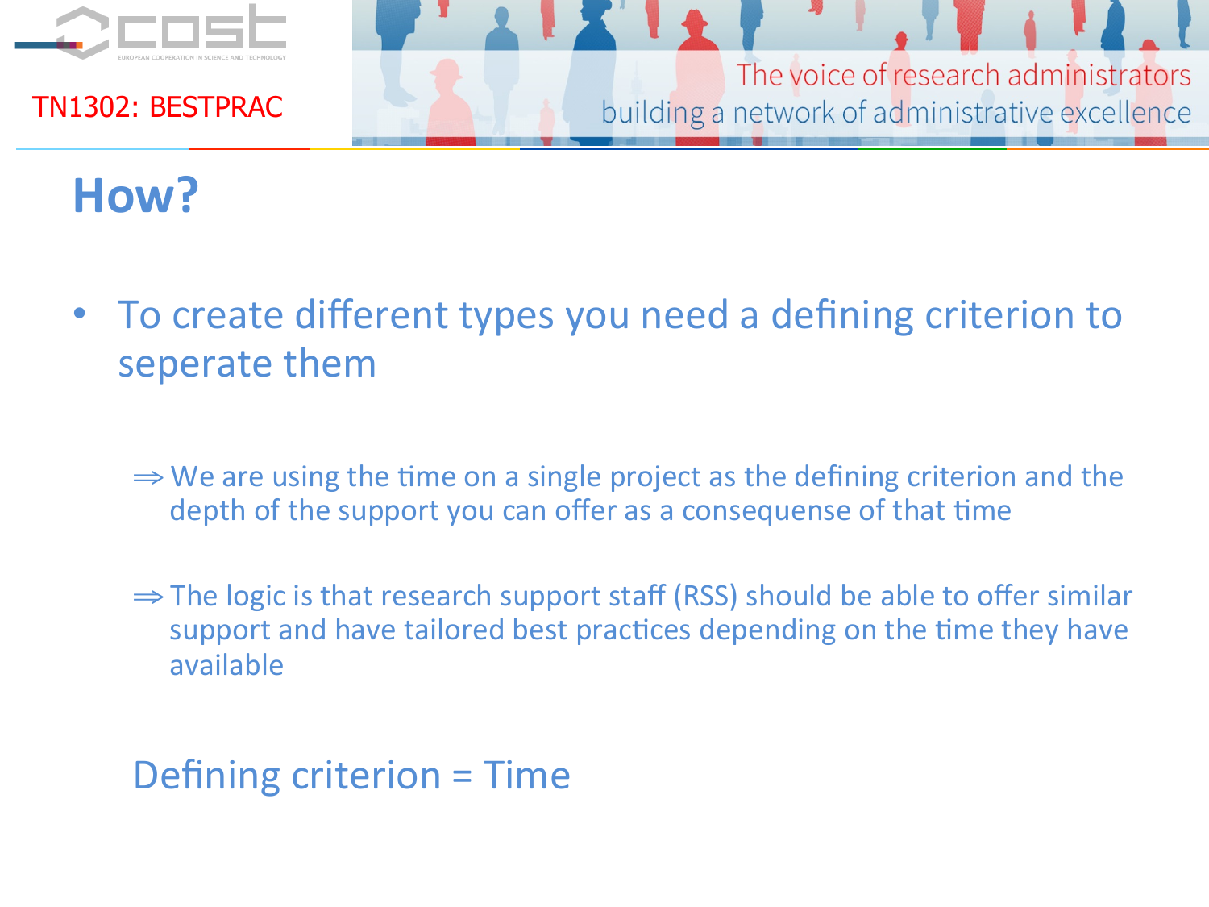## How?

- To create different types you need a defining criterion to seperate them

⇒ We are using the time on a single project as the defining criterion and the depth of the support you can offer as a consequense of that time

⇒ The logic is that research support staff (RSS) should be able to offer similar support and have tailored best practices depending on the time they have available

Defining criterion = Time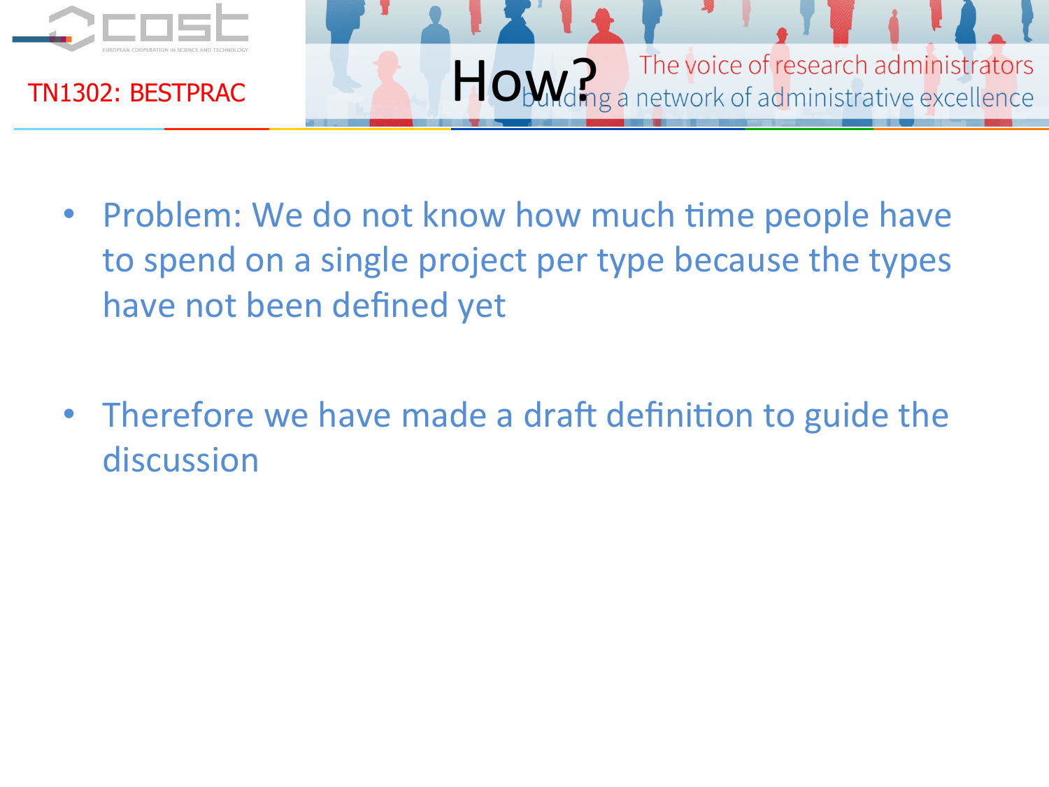# How?

- Problem: We do not know how much time people have to spend on a single project per type because the types have not been defined yet
- Therefore we have made a draft definition to guide the discussion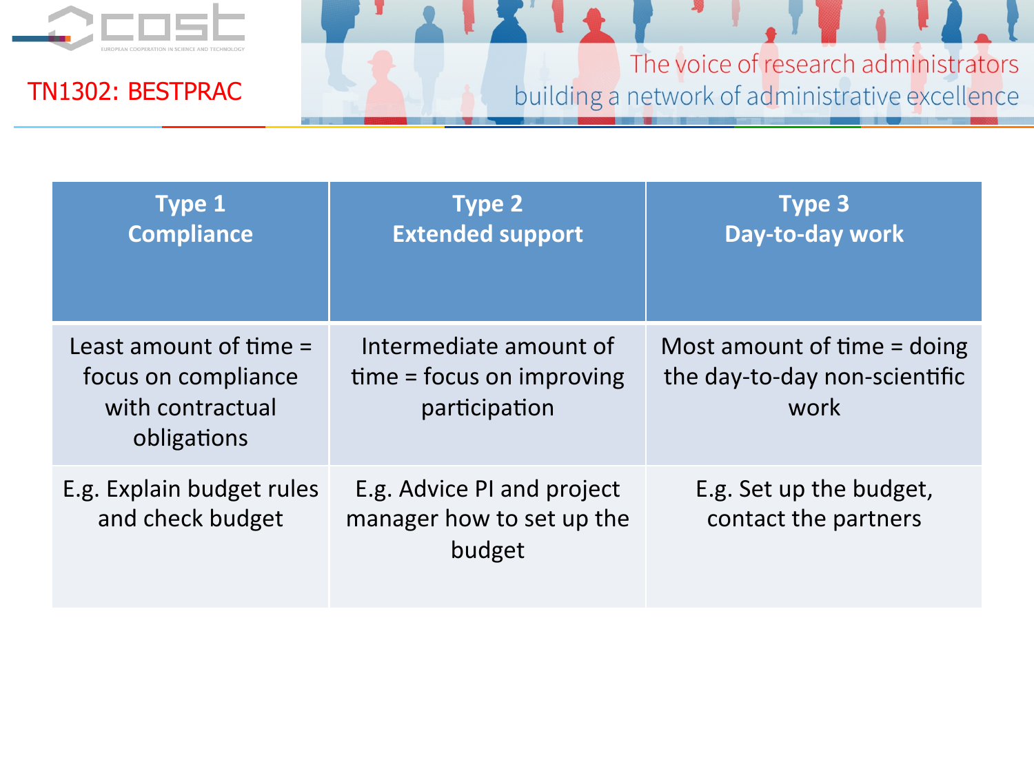| Type 1<br>Compliance | Type 2<br>Extended support | Type 3<br>Day-to-day work |
|---|---|---|
| Least amount of time = focus on compliance with contractual obligations | Intermediate amount of time = focus on improving participation | Most amount of time = doing the day-to-day non-scientific work |
| E.g. Explain budget rules and check budget | E.g. Advice PI and project manager how to set up the budget | E.g. Set up the budget, contact the partners |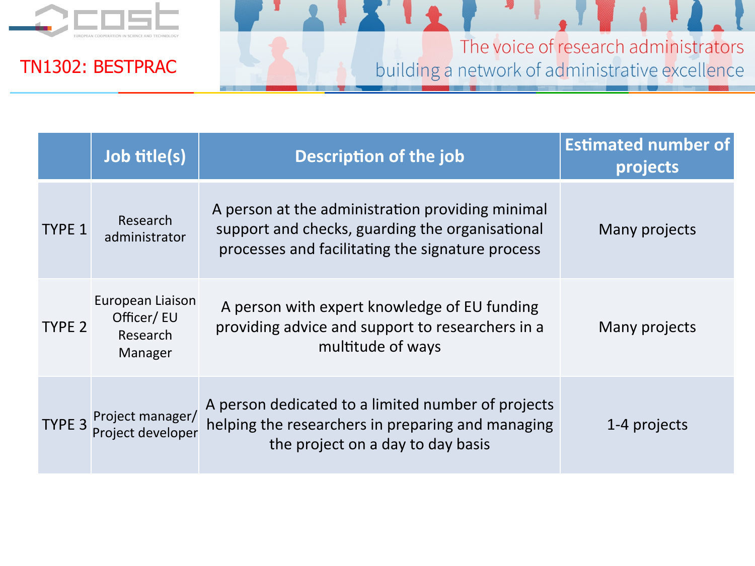|  | Job title(s) | Description of the job | Estimated number of projects |
|---|---|---|---|
| TYPE 1 | Research administrator | A person at the administration providing minimal support and checks, guarding the organisational processes and facilitating the signature process | Many projects |
| TYPE 2 | European Liaison Officer/ EU Research Manager | A person with expert knowledge of EU funding providing advice and support to researchers in a multitude of ways | Many projects |
| TYPE 3 | Project manager/ Project developer | A person dedicated to a limited number of projects helping the researchers in preparing and managing the project on a day to day basis | 1-4 projects |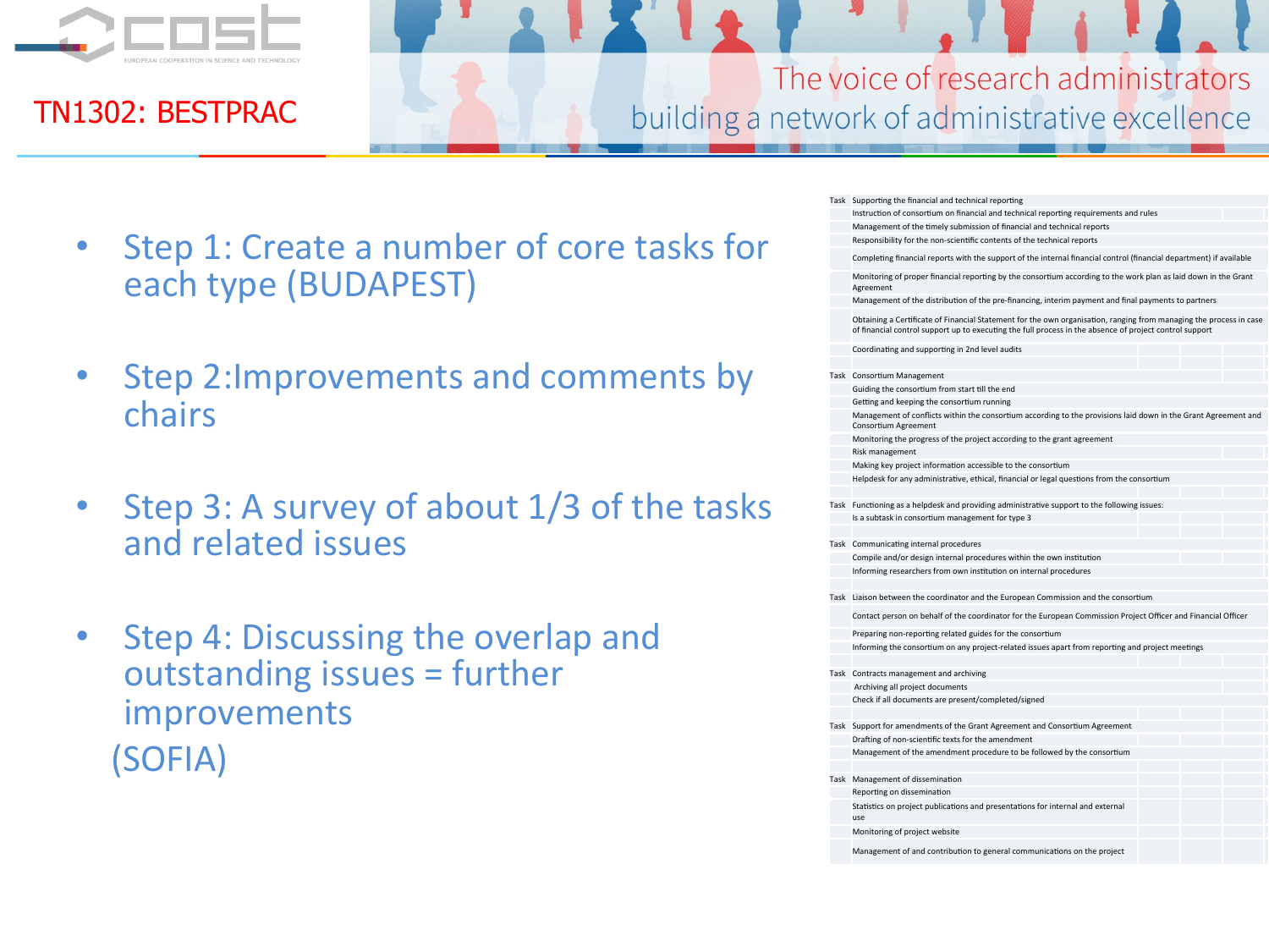TN1302: BESTPRAC

The voice of research administrators
building a network of administrative excellence

- Step 1: Create a number of core tasks for each type (BUDAPEST)
- Step 2:Improvements and comments by chairs
- Step 3: A survey of about 1/3 of the tasks and related issues
- Step 4: Discussing the overlap and outstanding issues = further improvements (SOFIA)

| | |
|---|---|
| Task | Supporting the financial and technical reporting |
| | Instruction of consortium on financial and technical reporting requirements and rules |
| | Management of the timely submission of financial and technical reports |
| | Responsibility for the non-scientific contents of the technical reports |
| | Completing financial reports with the support of the internal financial control (financial department) if available |
| | Monitoring of proper financial reporting by the consortium according to the work plan as laid down in the Grant Agreement |
| | Management of the distribution of the pre-financing, interim payment and final payments to partners |
| | Obtaining a Certificate of Financial Statement for the own organisation, ranging from managing the process in case of financial control support up to executing the full process in the absence of project control support |
| | Coordinating and supporting in 2nd level audits |
| Task | Consortium Management |
| | Guiding the consortium from start till the end |
| | Getting and keeping the consortium running |
| | Management of conflicts within the consortium according to the provisions laid down in the Grant Agreement and Consortium Agreement |
| | Monitoring the progress of the project according to the grant agreement |
| | Risk management |
| | Making key project information accessible to the consortium |
| | Helpdesk for any administrative, ethical, financial or legal questions from the consortium |
| Task | Functioning as a helpdesk and providing administrative support to the following issues: |
| | Is a subtask in consortium management for type 3 |
| Task | Communicating internal procedures |
| | Compile and/or design internal procedures within the own institution |
| | Informing researchers from own institution on internal procedures |
| Task | Liaison between the coordinator and the European Commission and the consortium |
| | Contact person on behalf of the coordinator for the European Commission Project Officer and Financial Officer |
| | Preparing non-reporting related guides for the consortium |
| | Informing the consortium on any project-related issues apart from reporting and project meetings |
| Task | Contracts management and archiving |
| | Archiving all project documents |
| | Check if all documents are present/completed/signed |
| Task | Support for amendments of the Grant Agreement and Consortium Agreement |
| | Drafting of non-scientific texts for the amendment |
| | Management of the amendment procedure to be followed by the consortium |
| Task | Management of dissemination |
| | Reporting on dissemination |
| | Statistics on project publications and presentations for internal and external use |
| | Monitoring of project website |
| | Management of and contribution to general communications on the project |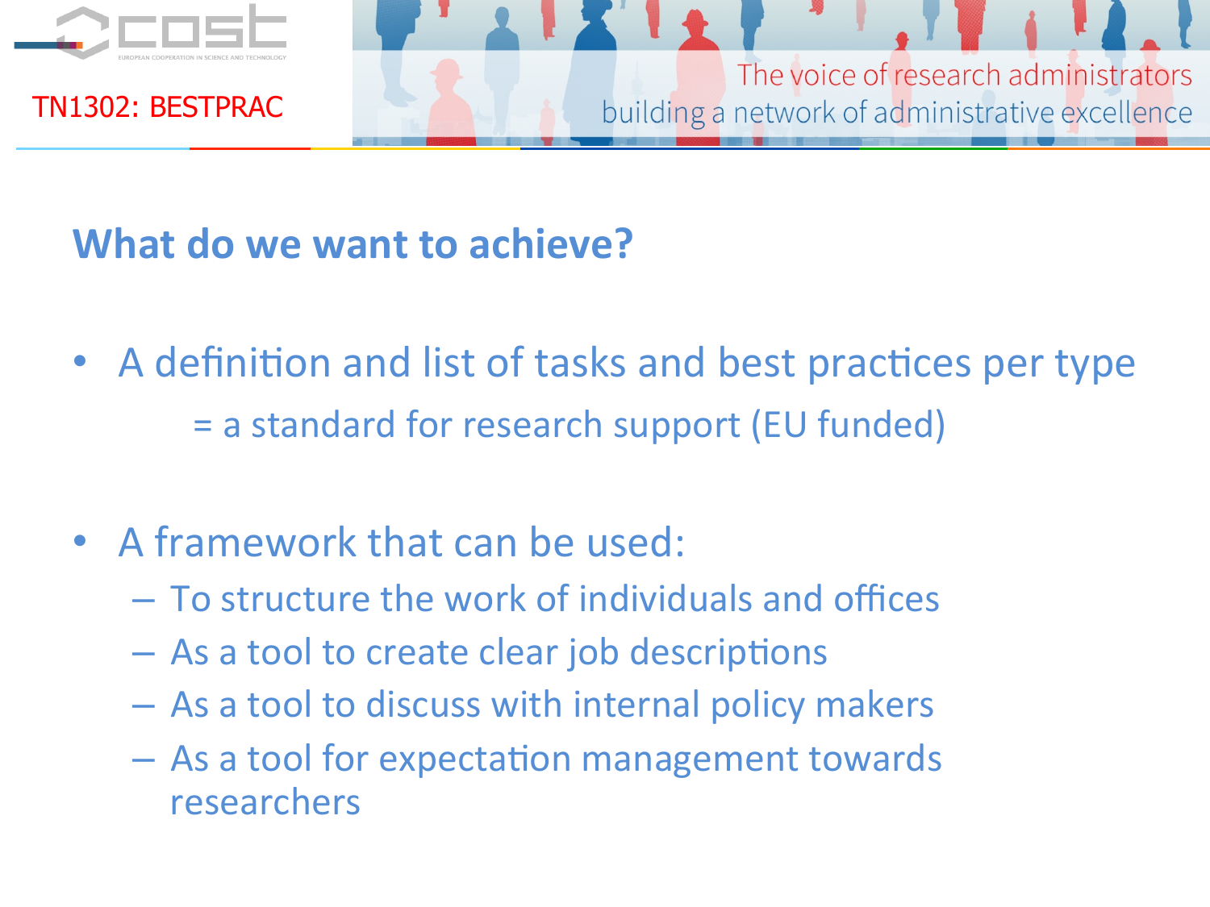## What do we want to achieve?

- A definition and list of tasks and best practices per type
  = a standard for research support (EU funded)

- A framework that can be used:
  - To structure the work of individuals and offices
  - As a tool to create clear job descriptions
  - As a tool to discuss with internal policy makers
  - As a tool for expectation management towards researchers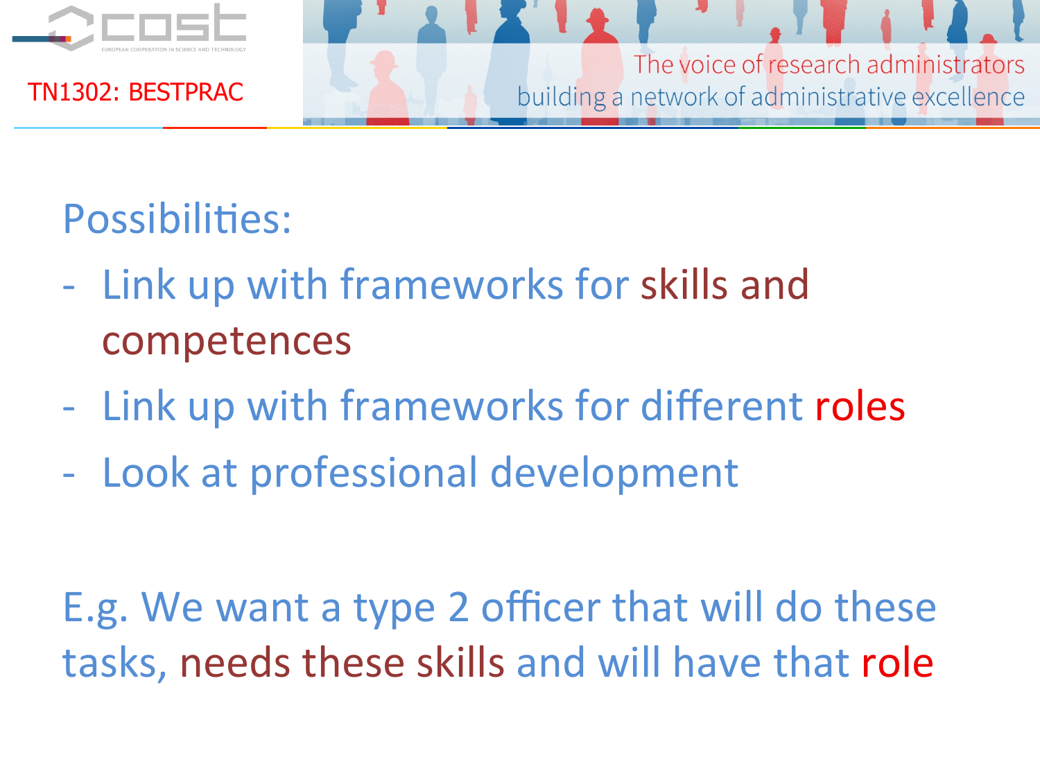Possibilities:

- Link up with frameworks for skills and competences
- Link up with frameworks for different roles
- Look at professional development

E.g. We want a type 2 officer that will do these tasks, needs these skills and will have that role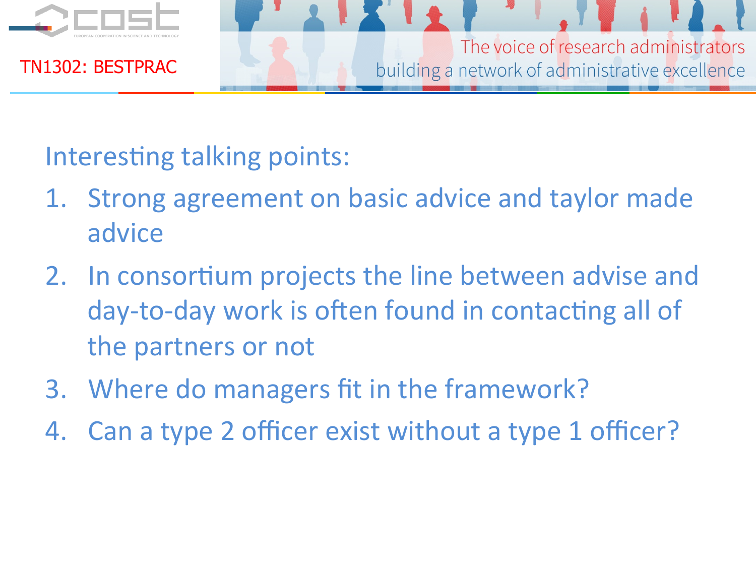Interesting talking points:

1. Strong agreement on basic advice and taylor made advice
2. In consortium projects the line between advise and day-to-day work is often found in contacting all of the partners or not
3. Where do managers fit in the framework?
4. Can a type 2 officer exist without a type 1 officer?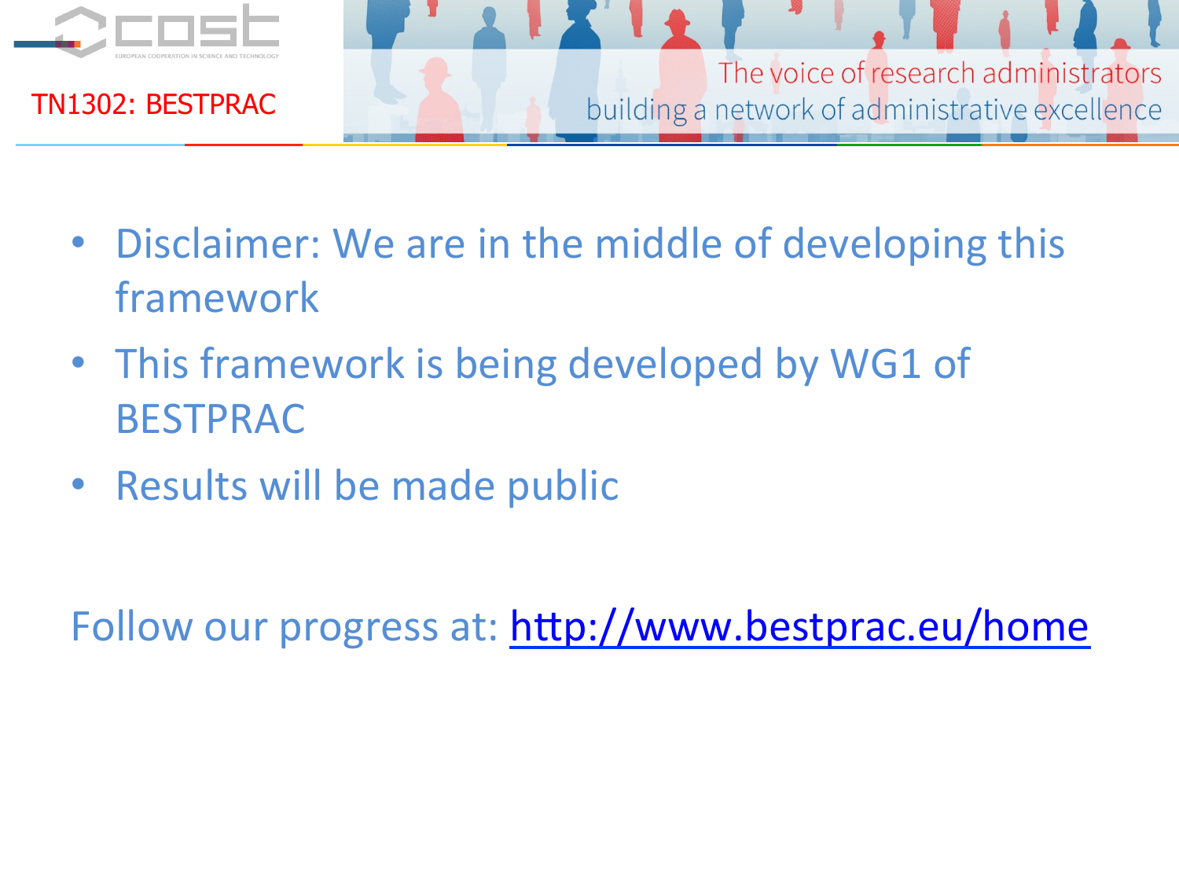- Disclaimer: We are in the middle of developing this framework
- This framework is being developed by WG1 of BESTPRAC
- Results will be made public

Follow our progress at: http://www.bestprac.eu/home